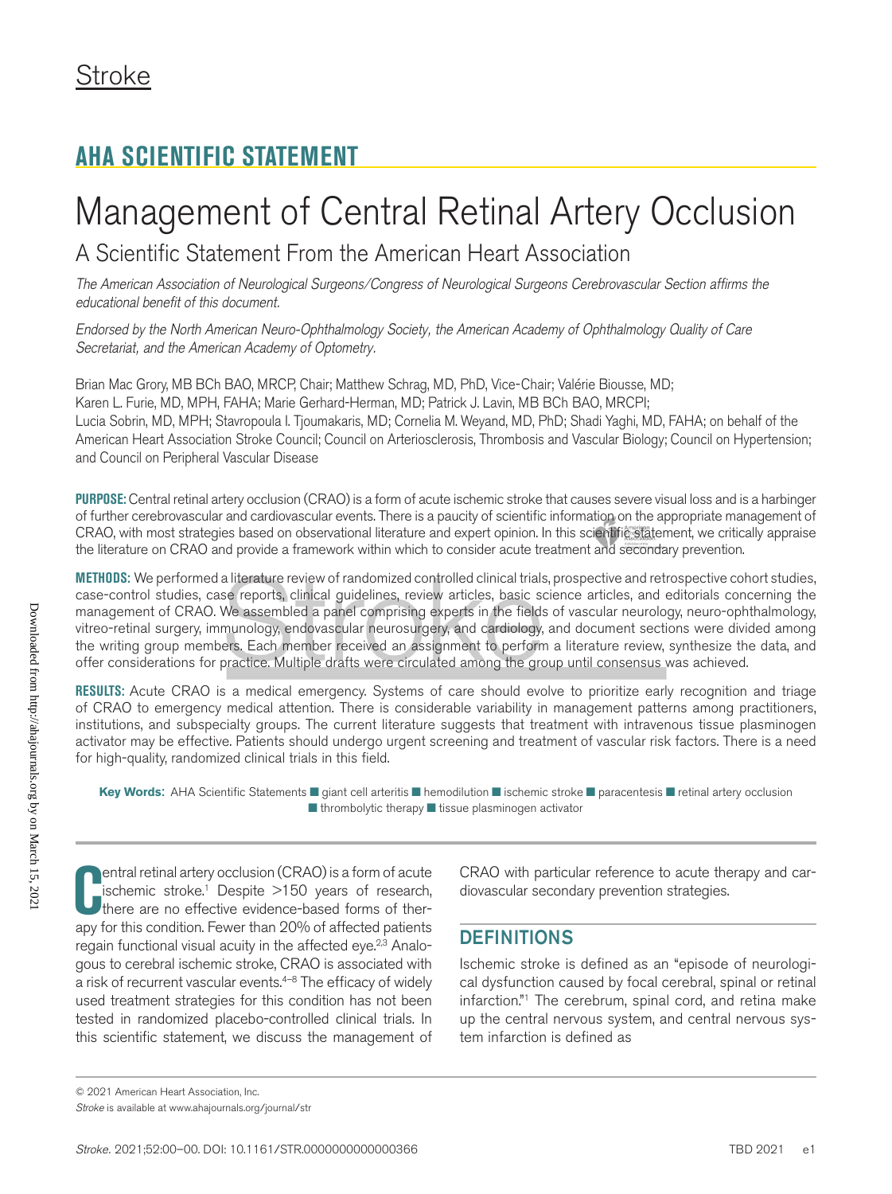# Management of Central Retinal Artery Occlusion

## A Scientific Statement From the American Heart Association

*The American Association of Neurological Surgeons/Congress of Neurological Surgeons Cerebrovascular Section affirms the educational benefit of this document.*

*Endorsed by the North American Neuro-Ophthalmology Society, the American Academy of Ophthalmology Quality of Care Secretariat, and the American Academy of Optometry.*

Brian Mac Grory, MB BCh BAO, MRCP, Chair; Matthew Schrag, MD, PhD, Vice-Chair; Valérie Biousse, MD; Karen L. Furie, MD, MPH, FAHA; Marie Gerhard-Herman, MD; Patrick J. Lavin, MB BCh BAO, MRCPI; Lucia Sobrin, MD, MPH; Stavropoula I. Tjoumakaris, MD; Cornelia M. Weyand, MD, PhD; Shadi Yaghi, MD, FAHA; on behalf of the American Heart Association Stroke Council; Council on Arteriosclerosis, Thrombosis and Vascular Biology; Council on Hypertension; and Council on Peripheral Vascular Disease

**PURPOSE:** Central retinal artery occlusion (CRAO) is a form of acute ischemic stroke that causes severe visual loss and is a harbinger of further cerebrovascular and cardiovascular events. There is a paucity of scientific information on the appropriate management of CRAO, with most strategies based on observational literature and expert opinion. In this scientific statement, we critically appraise the literature on CRAO and provide a framework within which to consider acute treatment and secondary prevention.

**METHODS:** We performed a literature review of randomized controlled clinical trials, prospective and retrospective cohort studies, case-control studies, case reports, clinical guidelines, review articles, basic science articles, and editorials concerning the management of CRAO. We assembled a panel comprising experts in the fields of vascular neurology, neuro-ophthalmology, vitreo-retinal surgery, immunology, endovascular neurosurgery, and cardiology, and document sections were divided among the writing group members. Each member received an assignment to perform a literature review, synthesize the data, and offer considerations for practice. Multiple drafts were circulated among the group until consensus was achieved.

**RESULTS:** Acute CRAO is a medical emergency. Systems of care should evolve to prioritize early recognition and triage of CRAO to emergency medical attention. There is considerable variability in management patterns among practitioners, institutions, and subspecialty groups. The current literature suggests that treatment with intravenous tissue plasminogen activator may be effective. Patients should undergo urgent screening and treatment of vascular risk factors. There is a need for high-quality, randomized clinical trials in this field.

**Key Words:** AHA Scientific Statements ■ giant cell arteritis ■ hemodilution ■ ischemic stroke ■ paracentesis ■ retinal artery occlusion ■ thrombolytic therapy ■ tissue plasminogen activator

Central retinal artery occlusion (CRAO) is a form of acute ischemic stroke.[1] Despite >150 years of research, there are no effective evidence-based forms of therapy for this condition. Fewer than 20% of affected patients regain functional visual acuity in the affected eye.[2,3] Analogous to cerebral ischemic stroke, CRAO is associated with a risk of recurrent vascular events.[4–8] The efficacy of widely used treatment strategies for this condition has not been tested in randomized placebo-controlled clinical trials. In this scientific statement, we discuss the management of CRAO with particular reference to acute therapy and cardiovascular secondary prevention strategies.

## DEFINITIONS

Ischemic stroke is defined as an "episode of neurological dysfunction caused by focal cerebral, spinal or retinal infarction."[1] The cerebrum, spinal cord, and retina make up the central nervous system, and central nervous system infarction is defined as

© 2021 American Heart Association, Inc.

*Stroke* is available at www.ahajournals.org/journal/str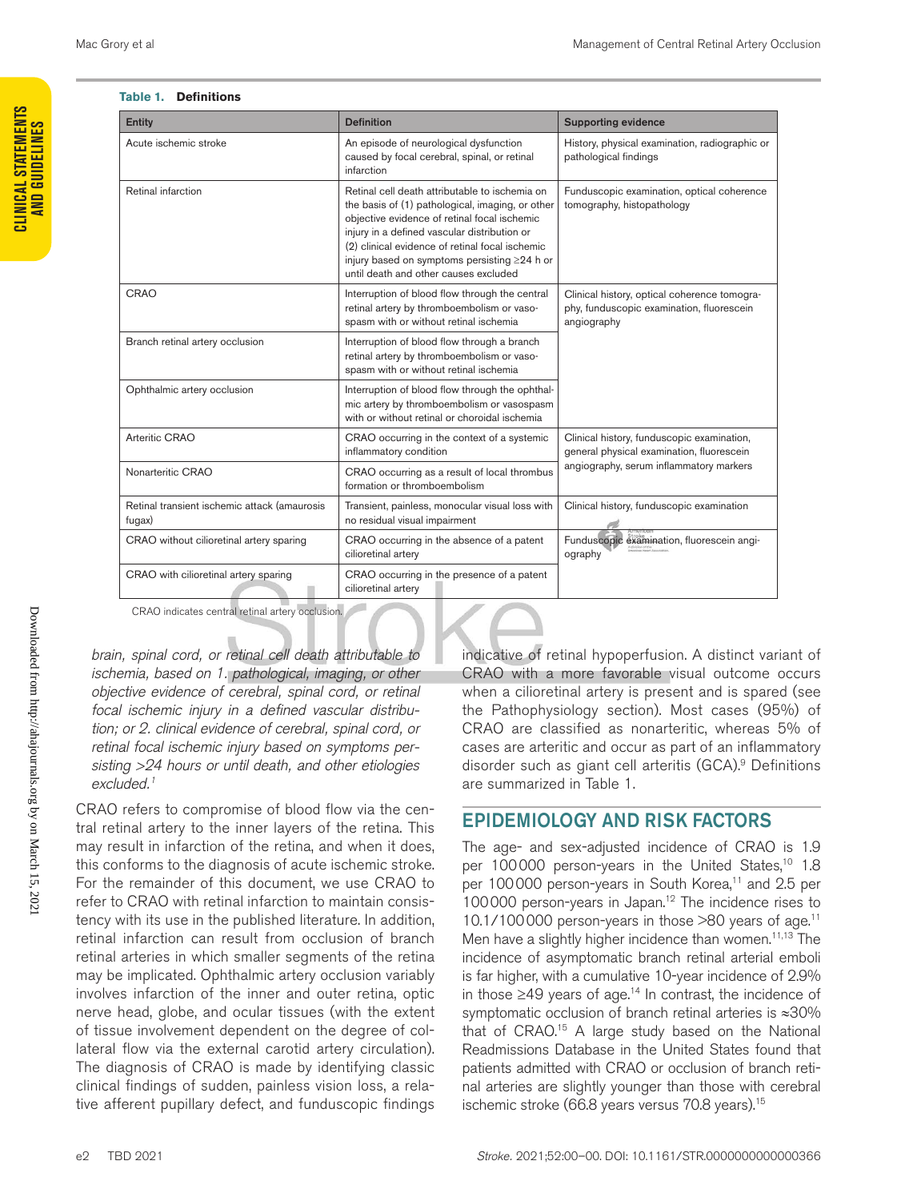**Table 1. Definitions**

| Entity | Definition | Supporting evidence |
|---|---|---|
| Acute ischemic stroke | An episode of neurological dysfunction caused by focal cerebral, spinal, or retinal infarction | History, physical examination, radiographic or pathological findings |
| Retinal infarction | Retinal cell death attributable to ischemia on the basis of (1) pathological, imaging, or other objective evidence of retinal focal ischemic injury in a defined vascular distribution or (2) clinical evidence of retinal focal ischemic injury based on symptoms persisting ≥24 h or until death and other causes excluded | Funduscopic examination, optical coherence tomography, histopathology |
| CRAO | Interruption of blood flow through the central retinal artery by thromboembolism or vasospasm with or without retinal ischemia | Clinical history, optical coherence tomography, funduscopic examination, fluorescein angiography |
| Branch retinal artery occlusion | Interruption of blood flow through a branch retinal artery by thromboembolism or vasospasm with or without retinal ischemia | |
| Ophthalmic artery occlusion | Interruption of blood flow through the ophthalmic artery by thromboembolism or vasospasm with or without retinal or choroidal ischemia | |
| Arteritic CRAO | CRAO occurring in the context of a systemic inflammatory condition | Clinical history, funduscopic examination, general physical examination, fluorescein angiography, serum inflammatory markers |
| Nonarteritic CRAO | CRAO occurring as a result of local thrombus formation or thromboembolism | |
| Retinal transient ischemic attack (amaurosis fugax) | Transient, painless, monocular visual loss with no residual visual impairment | Clinical history, funduscopic examination |
| CRAO without cilioretinal artery sparing | CRAO occurring in the absence of a patent cilioretinal artery | Funduscopic examination, fluorescein angiography |
| CRAO with cilioretinal artery sparing | CRAO occurring in the presence of a patent cilioretinal artery | |

CRAO indicates central retinal artery occlusion.

*brain, spinal cord, or retinal cell death attributable to ischemia, based on 1. pathological, imaging, or other objective evidence of cerebral, spinal cord, or retinal focal ischemic injury in a defined vascular distribution; or 2. clinical evidence of cerebral, spinal cord, or retinal focal ischemic injury based on symptoms persisting >24 hours or until death, and other etiologies excluded.*[1]

CRAO refers to compromise of blood flow via the central retinal artery to the inner layers of the retina. This may result in infarction of the retina, and when it does, this conforms to the diagnosis of acute ischemic stroke. For the remainder of this document, we use CRAO to refer to CRAO with retinal infarction to maintain consistency with its use in the published literature. In addition, retinal infarction can result from occlusion of branch retinal arteries in which smaller segments of the retina may be implicated. Ophthalmic artery occlusion variably involves infarction of the inner and outer retina, optic nerve head, globe, and ocular tissues (with the extent of tissue involvement dependent on the degree of collateral flow via the external carotid artery circulation). The diagnosis of CRAO is made by identifying classic clinical findings of sudden, painless vision loss, a relative afferent pupillary defect, and funduscopic findings indicative of retinal hypoperfusion. A distinct variant of CRAO with a more favorable visual outcome occurs when a cilioretinal artery is present and is spared (see the Pathophysiology section). Most cases (95%) of CRAO are classified as nonarteritic, whereas 5% of cases are arteritic and occur as part of an inflammatory disorder such as giant cell arteritis (GCA).[9] Definitions are summarized in Table 1.

## EPIDEMIOLOGY AND RISK FACTORS

The age- and sex-adjusted incidence of CRAO is 1.9 per 100 000 person-years in the United States,[10] 1.8 per 100 000 person-years in South Korea,[11] and 2.5 per 100 000 person-years in Japan.[12] The incidence rises to 10.1/100 000 person-years in those >80 years of age.[11] Men have a slightly higher incidence than women.[11,13] The incidence of asymptomatic branch retinal arterial emboli is far higher, with a cumulative 10-year incidence of 2.9% in those ≥49 years of age.[14] In contrast, the incidence of symptomatic occlusion of branch retinal arteries is ≈30% that of CRAO.[15] A large study based on the National Readmissions Database in the United States found that patients admitted with CRAO or occlusion of branch retinal arteries are slightly younger than those with cerebral ischemic stroke (66.8 years versus 70.8 years).[15]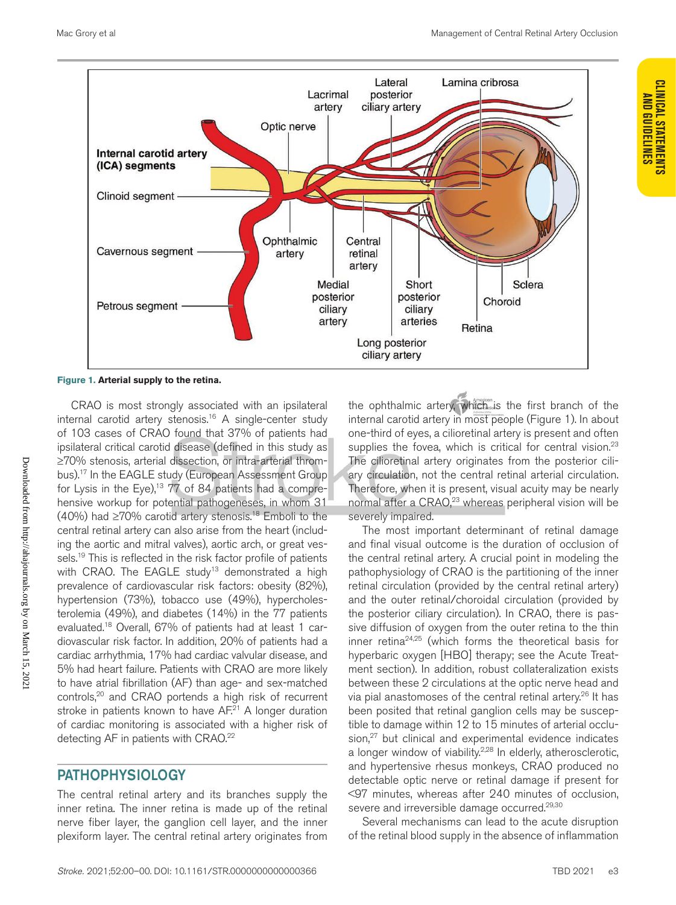**Figure 1. Arterial supply to the retina.**

CRAO is most strongly associated with an ipsilateral internal carotid artery stenosis.[16] A single-center study of 103 cases of CRAO found that 37% of patients had ipsilateral critical carotid disease (defined in this study as ≥70% stenosis, arterial dissection, or intra-arterial thrombus).[17] In the EAGLE study (European Assessment Group for Lysis in the Eye),[13] 77 of 84 patients had a comprehensive workup for potential pathogeneses, in whom 31 (40%) had ≥70% carotid artery stenosis.[18] Emboli to the central retinal artery can also arise from the heart (including the aortic and mitral valves), aortic arch, or great vessels.[19] This is reflected in the risk factor profile of patients with CRAO. The EAGLE study[13] demonstrated a high prevalence of cardiovascular risk factors: obesity (82%), hypertension (73%), tobacco use (49%), hypercholesterolemia (49%), and diabetes (14%) in the 77 patients evaluated.[18] Overall, 67% of patients had at least 1 cardiovascular risk factor. In addition, 20% of patients had a cardiac arrhythmia, 17% had cardiac valvular disease, and 5% had heart failure. Patients with CRAO are more likely to have atrial fibrillation (AF) than age- and sex-matched controls,[20] and CRAO portends a high risk of recurrent stroke in patients known to have AF.[21] A longer duration of cardiac monitoring is associated with a higher risk of detecting AF in patients with CRAO.[22]

## PATHOPHYSIOLOGY

The central retinal artery and its branches supply the inner retina. The inner retina is made up of the retinal nerve fiber layer, the ganglion cell layer, and the inner plexiform layer. The central retinal artery originates from the ophthalmic artery, which is the first branch of the internal carotid artery in most people (Figure 1). In about one-third of eyes, a cilioretinal artery is present and often supplies the fovea, which is critical for central vision.[23] The cilioretinal artery originates from the posterior ciliary circulation, not the central retinal arterial circulation. Therefore, when it is present, visual acuity may be nearly normal after a CRAO,[23] whereas peripheral vision will be severely impaired.

The most important determinant of retinal damage and final visual outcome is the duration of occlusion of the central retinal artery. A crucial point in modeling the pathophysiology of CRAO is the partitioning of the inner retinal circulation (provided by the central retinal artery) and the outer retinal/choroidal circulation (provided by the posterior ciliary circulation). In CRAO, there is passive diffusion of oxygen from the outer retina to the thin inner retina[24,25] (which forms the theoretical basis for hyperbaric oxygen [HBO] therapy; see the Acute Treatment section). In addition, robust collateralization exists between these 2 circulations at the optic nerve head and via pial anastomoses of the central retinal artery.[26] It has been posited that retinal ganglion cells may be susceptible to damage within 12 to 15 minutes of arterial occlusion,[27] but clinical and experimental evidence indicates a longer window of viability.[2,28] In elderly, atherosclerotic, and hypertensive rhesus monkeys, CRAO produced no detectable optic nerve or retinal damage if present for <97 minutes, whereas after 240 minutes of occlusion, severe and irreversible damage occurred.[29,30]

Several mechanisms can lead to the acute disruption of the retinal blood supply in the absence of inflammation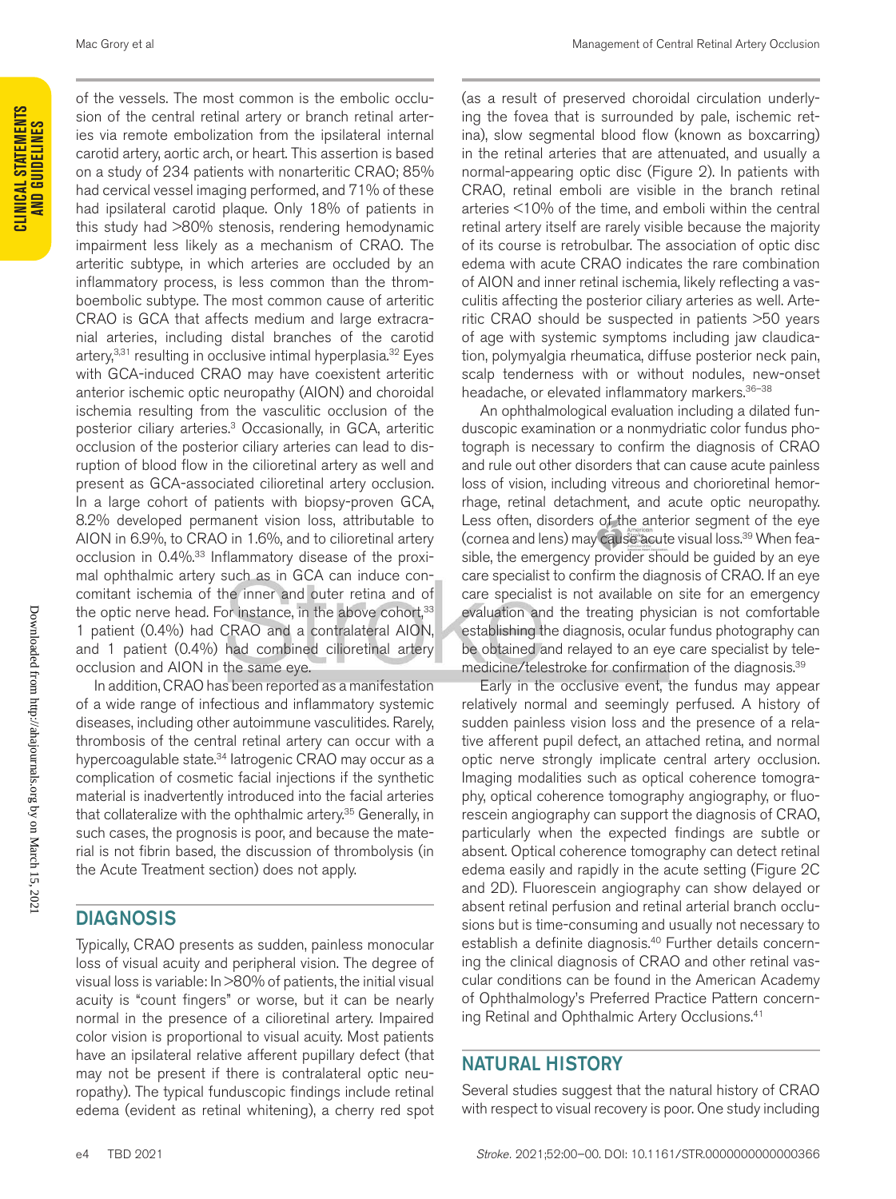of the vessels. The most common is the embolic occlusion of the central retinal artery or branch retinal arteries via remote embolization from the ipsilateral internal carotid artery, aortic arch, or heart. This assertion is based on a study of 234 patients with nonarteritic CRAO; 85% had cervical vessel imaging performed, and 71% of these had ipsilateral carotid plaque. Only 18% of patients in this study had >80% stenosis, rendering hemodynamic impairment less likely as a mechanism of CRAO. The arteritic subtype, in which arteries are occluded by an inflammatory process, is less common than the thromboembolic subtype. The most common cause of arteritic CRAO is GCA that affects medium and large extracranial arteries, including distal branches of the carotid artery,[3,31] resulting in occlusive intimal hyperplasia.[32] Eyes with GCA-induced CRAO may have coexistent arteritic anterior ischemic optic neuropathy (AION) and choroidal ischemia resulting from the vasculitic occlusion of the posterior ciliary arteries.[3] Occasionally, in GCA, arteritic occlusion of the posterior ciliary arteries can lead to disruption of blood flow in the cilioretinal artery as well and present as GCA-associated cilioretinal artery occlusion. In a large cohort of patients with biopsy-proven GCA, 8.2% developed permanent vision loss, attributable to AION in 6.9%, to CRAO in 1.6%, and to cilioretinal artery occlusion in 0.4%.[33] Inflammatory disease of the proximal ophthalmic artery such as in GCA can induce concomitant ischemia of the inner and outer retina and of the optic nerve head. For instance, in the above cohort,[33] 1 patient (0.4%) had CRAO and a contralateral AION, and 1 patient (0.4%) had combined cilioretinal artery occlusion and AION in the same eye.

In addition, CRAO has been reported as a manifestation of a wide range of infectious and inflammatory systemic diseases, including other autoimmune vasculitides. Rarely, thrombosis of the central retinal artery can occur with a hypercoagulable state.[34] Iatrogenic CRAO may occur as a complication of cosmetic facial injections if the synthetic material is inadvertently introduced into the facial arteries that collateralize with the ophthalmic artery.[35] Generally, in such cases, the prognosis is poor, and because the material is not fibrin based, the discussion of thrombolysis (in the Acute Treatment section) does not apply.

## DIAGNOSIS

Typically, CRAO presents as sudden, painless monocular loss of visual acuity and peripheral vision. The degree of visual loss is variable: In >80% of patients, the initial visual acuity is "count fingers" or worse, but it can be nearly normal in the presence of a cilioretinal artery. Impaired color vision is proportional to visual acuity. Most patients have an ipsilateral relative afferent pupillary defect (that may not be present if there is contralateral optic neuropathy). The typical funduscopic findings include retinal edema (evident as retinal whitening), a cherry red spot (as a result of preserved choroidal circulation underlying the fovea that is surrounded by pale, ischemic retina), slow segmental blood flow (known as boxcarring) in the retinal arteries that are attenuated, and usually a normal-appearing optic disc (Figure 2). In patients with CRAO, retinal emboli are visible in the branch retinal arteries <10% of the time, and emboli within the central retinal artery itself are rarely visible because the majority of its course is retrobulbar. The association of optic disc edema with acute CRAO indicates the rare combination of AION and inner retinal ischemia, likely reflecting a vasculitis affecting the posterior ciliary arteries as well. Arteritic CRAO should be suspected in patients >50 years of age with systemic symptoms including jaw claudication, polymyalgia rheumatica, diffuse posterior neck pain, scalp tenderness with or without nodules, new-onset headache, or elevated inflammatory markers.[36–38]

An ophthalmological evaluation including a dilated funduscopic examination or a nonmydriatic color fundus photograph is necessary to confirm the diagnosis of CRAO and rule out other disorders that can cause acute painless loss of vision, including vitreous and chorioretinal hemorrhage, retinal detachment, and acute optic neuropathy. Less often, disorders of the anterior segment of the eye (cornea and lens) may cause acute visual loss.[39] When feasible, the emergency provider should be guided by an eye care specialist to confirm the diagnosis of CRAO. If an eye care specialist is not available on site for an emergency evaluation and the treating physician is not comfortable establishing the diagnosis, ocular fundus photography can be obtained and relayed to an eye care specialist by telemedicine/telestroke for confirmation of the diagnosis.[39]

Early in the occlusive event, the fundus may appear relatively normal and seemingly perfused. A history of sudden painless vision loss and the presence of a relative afferent pupil defect, an attached retina, and normal optic nerve strongly implicate central artery occlusion. Imaging modalities such as optical coherence tomography, optical coherence tomography angiography, or fluorescein angiography can support the diagnosis of CRAO, particularly when the expected findings are subtle or absent. Optical coherence tomography can detect retinal edema easily and rapidly in the acute setting (Figure 2C and 2D). Fluorescein angiography can show delayed or absent retinal perfusion and retinal arterial branch occlusions but is time-consuming and usually not necessary to establish a definite diagnosis.[40] Further details concerning the clinical diagnosis of CRAO and other retinal vascular conditions can be found in the American Academy of Ophthalmology's Preferred Practice Pattern concerning Retinal and Ophthalmic Artery Occlusions.[41]

## NATURAL HISTORY

Several studies suggest that the natural history of CRAO with respect to visual recovery is poor. One study including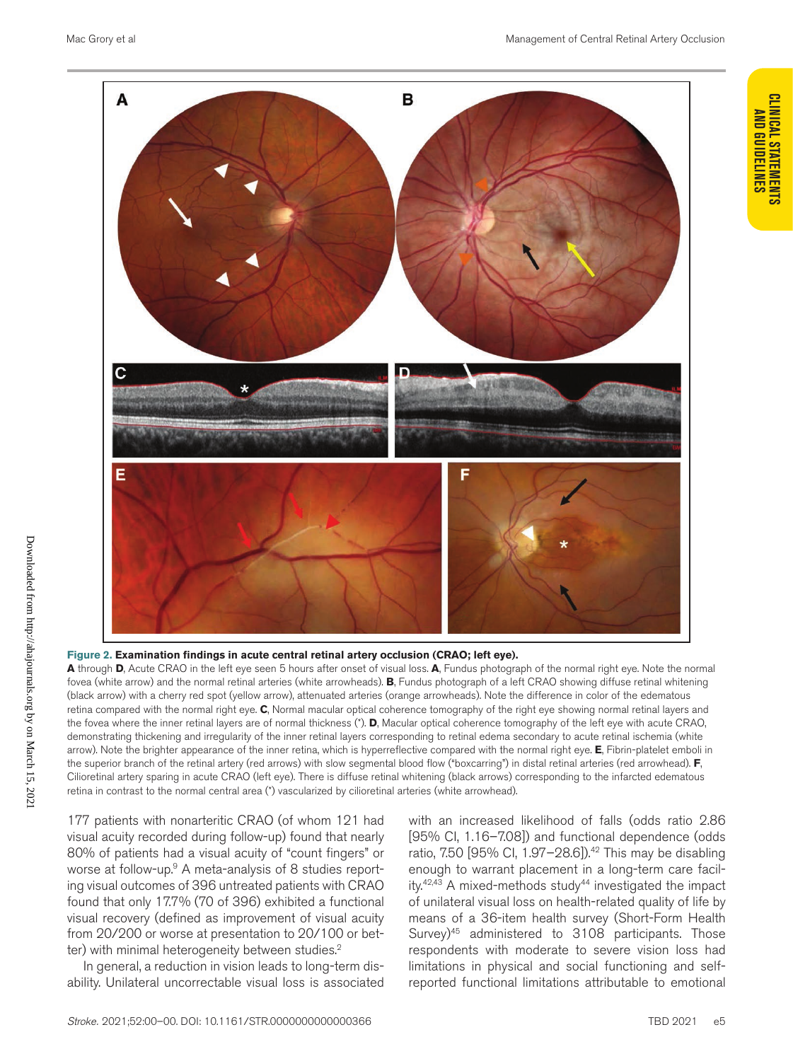**Figure 2. Examination findings in acute central retinal artery occlusion (CRAO; left eye).**

**A** through **D**, Acute CRAO in the left eye seen 5 hours after onset of visual loss. **A**, Fundus photograph of the normal right eye. Note the normal fovea (white arrow) and the normal retinal arteries (white arrowheads). **B**, Fundus photograph of a left CRAO showing diffuse retinal whitening (black arrow) with a cherry red spot (yellow arrow), attenuated arteries (orange arrowheads). Note the difference in color of the edematous retina compared with the normal right eye. **C**, Normal macular optical coherence tomography of the right eye showing normal retinal layers and the fovea where the inner retinal layers are of normal thickness (*). **D**, Macular optical coherence tomography of the left eye with acute CRAO, demonstrating thickening and irregularity of the inner retinal layers corresponding to retinal edema secondary to acute retinal ischemia (white arrow). Note the brighter appearance of the inner retina, which is hyperreflective compared with the normal right eye. **E**, Fibrin-platelet emboli in the superior branch of the retinal artery (red arrows) with slow segmental blood flow ("boxcarring") in distal retinal arteries (red arrowhead). **F**, Cilioretinal artery sparing in acute CRAO (left eye). There is diffuse retinal whitening (black arrows) corresponding to the infarcted edematous retina in contrast to the normal central area (*) vascularized by cilioretinal arteries (white arrowhead).

177 patients with nonarteritic CRAO (of whom 121 had visual acuity recorded during follow-up) found that nearly 80% of patients had a visual acuity of "count fingers" or worse at follow-up.[9] A meta-analysis of 8 studies reporting visual outcomes of 396 untreated patients with CRAO found that only 17.7% (70 of 396) exhibited a functional visual recovery (defined as improvement of visual acuity from 20/200 or worse at presentation to 20/100 or better) with minimal heterogeneity between studies.[2]

In general, a reduction in vision leads to long-term disability. Unilateral uncorrectable visual loss is associated with an increased likelihood of falls (odds ratio 2.86 [95% CI, 1.16–7.08]) and functional dependence (odds ratio, 7.50 [95% CI, 1.97–28.6]).[42] This may be disabling enough to warrant placement in a long-term care facility.[42,43] A mixed-methods study[44] investigated the impact of unilateral visual loss on health-related quality of life by means of a 36-item health survey (Short-Form Health Survey)[45] administered to 3108 participants. Those respondents with moderate to severe vision loss had limitations in physical and social functioning and self-reported functional limitations attributable to emotional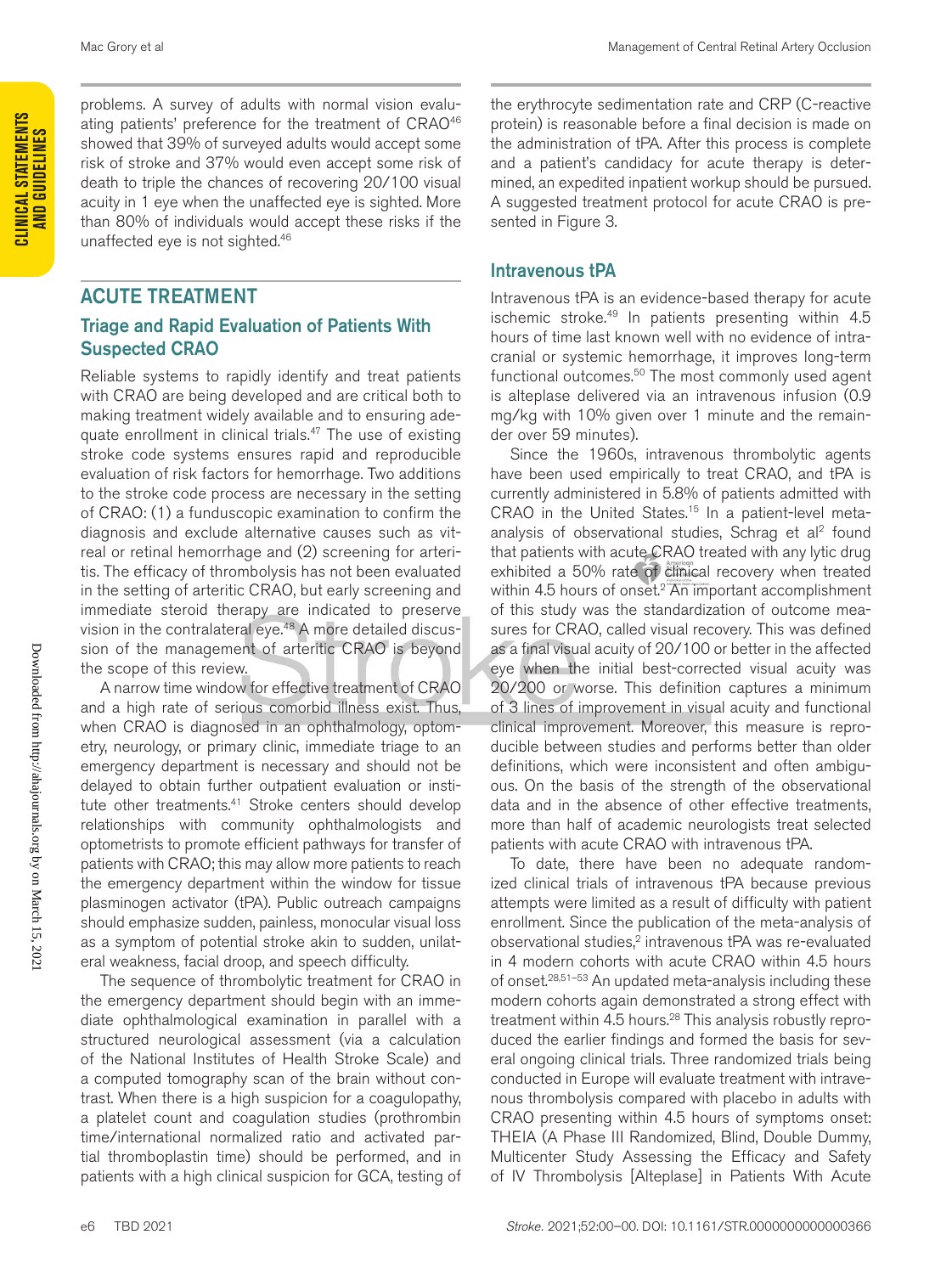problems. A survey of adults with normal vision evaluating patients' preference for the treatment of CRAO[46] showed that 39% of surveyed adults would accept some risk of stroke and 37% would even accept some risk of death to triple the chances of recovering 20/100 visual acuity in 1 eye when the unaffected eye is sighted. More than 80% of individuals would accept these risks if the unaffected eye is not sighted.[46]

## ACUTE TREATMENT

### Triage and Rapid Evaluation of Patients With Suspected CRAO

Reliable systems to rapidly identify and treat patients with CRAO are being developed and are critical both to making treatment widely available and to ensuring adequate enrollment in clinical trials.[47] The use of existing stroke code systems ensures rapid and reproducible evaluation of risk factors for hemorrhage. Two additions to the stroke code process are necessary in the setting of CRAO: (1) a funduscopic examination to confirm the diagnosis and exclude alternative causes such as vitreal or retinal hemorrhage and (2) screening for arteritis. The efficacy of thrombolysis has not been evaluated in the setting of arteritic CRAO, but early screening and immediate steroid therapy are indicated to preserve vision in the contralateral eye.[48] A more detailed discussion of the management of arteritic CRAO is beyond the scope of this review.

A narrow time window for effective treatment of CRAO and a high rate of serious comorbid illness exist. Thus, when CRAO is diagnosed in an ophthalmology, optometry, neurology, or primary clinic, immediate triage to an emergency department is necessary and should not be delayed to obtain further outpatient evaluation or institute other treatments.[41] Stroke centers should develop relationships with community ophthalmologists and optometrists to promote efficient pathways for transfer of patients with CRAO; this may allow more patients to reach the emergency department within the window for tissue plasminogen activator (tPA). Public outreach campaigns should emphasize sudden, painless, monocular visual loss as a symptom of potential stroke akin to sudden, unilateral weakness, facial droop, and speech difficulty.

The sequence of thrombolytic treatment for CRAO in the emergency department should begin with an immediate ophthalmological examination in parallel with a structured neurological assessment (via a calculation of the National Institutes of Health Stroke Scale) and a computed tomography scan of the brain without contrast. When there is a high suspicion for a coagulopathy, a platelet count and coagulation studies (prothrombin time/international normalized ratio and activated partial thromboplastin time) should be performed, and in patients with a high clinical suspicion for GCA, testing of the erythrocyte sedimentation rate and CRP (C-reactive protein) is reasonable before a final decision is made on the administration of tPA. After this process is complete and a patient's candidacy for acute therapy is determined, an expedited inpatient workup should be pursued. A suggested treatment protocol for acute CRAO is presented in Figure 3.

### Intravenous tPA

Intravenous tPA is an evidence-based therapy for acute ischemic stroke.[49] In patients presenting within 4.5 hours of time last known well with no evidence of intracranial or systemic hemorrhage, it improves long-term functional outcomes.[50] The most commonly used agent is alteplase delivered via an intravenous infusion (0.9 mg/kg with 10% given over 1 minute and the remainder over 59 minutes).

Since the 1960s, intravenous thrombolytic agents have been used empirically to treat CRAO, and tPA is currently administered in 5.8% of patients admitted with CRAO in the United States.[15] In a patient-level meta-analysis of observational studies, Schrag et al[2] found that patients with acute CRAO treated with any lytic drug exhibited a 50% rate of clinical recovery when treated within 4.5 hours of onset.[2] An important accomplishment of this study was the standardization of outcome measures for CRAO, called visual recovery. This was defined as a final visual acuity of 20/100 or better in the affected eye when the initial best-corrected visual acuity was 20/200 or worse. This definition captures a minimum of 3 lines of improvement in visual acuity and functional clinical improvement. Moreover, this measure is reproducible between studies and performs better than older definitions, which were inconsistent and often ambiguous. On the basis of the strength of the observational data and in the absence of other effective treatments, more than half of academic neurologists treat selected patients with acute CRAO with intravenous tPA.

To date, there have been no adequate randomized clinical trials of intravenous tPA because previous attempts were limited as a result of difficulty with patient enrollment. Since the publication of the meta-analysis of observational studies,[2] intravenous tPA was re-evaluated in 4 modern cohorts with acute CRAO within 4.5 hours of onset.[28,51–53] An updated meta-analysis including these modern cohorts again demonstrated a strong effect with treatment within 4.5 hours.[28] This analysis robustly reproduced the earlier findings and formed the basis for several ongoing clinical trials. Three randomized trials being conducted in Europe will evaluate treatment with intravenous thrombolysis compared with placebo in adults with CRAO presenting within 4.5 hours of symptoms onset: THEIA (A Phase III Randomized, Blind, Double Dummy, Multicenter Study Assessing the Efficacy and Safety of IV Thrombolysis [Alteplase] in Patients With Acute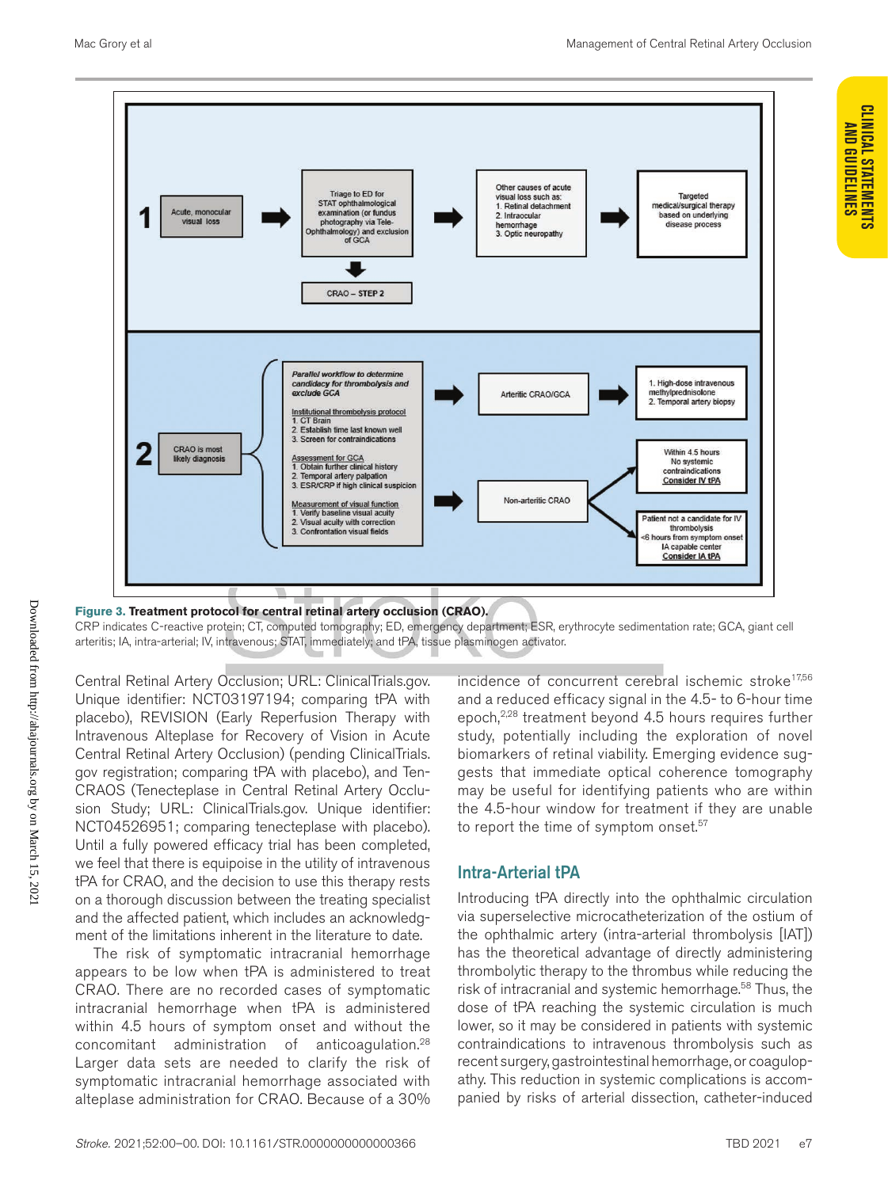**1** Acute, monocular visual loss → Triage to ED for STAT ophthalmological examination (or fundus photography via Tele-Ophthalmology) and exclusion of GCA → Other causes of acute visual loss such as: 1. Retinal detachment 2. Intraocular hemorrhage 3. Optic neuropathy → Targeted medical/surgical therapy based on underlying disease process

↓ CRAO – STEP 2

**2** CRAO is most likely diagnosis

*Parallel workflow to determine candidacy for thrombolysis and exclude GCA*

Institutional thrombolysis protocol
1. CT Brain
2. Establish time last known well
3. Screen for contraindications

Assessment for GCA
1. Obtain further clinical history
2. Temporal artery palpation
3. ESR/CRP if high clinical suspicion

Measurement of visual function
1. Verify baseline visual acuity
2. Visual acuity with correction
3. Confrontation visual fields

→ Arteritic CRAO/GCA → 1. High-dose intravenous methylprednisolone 2. Temporal artery biopsy

→ Non-arteritic CRAO → Within 4.5 hours; No systemic contraindications; Consider IV tPA

→ Non-arteritic CRAO → Patient not a candidate for IV thrombolysis; <6 hours from symptom onset; IA capable center; Consider IA tPA

**Figure 3. Treatment protocol for central retinal artery occlusion (CRAO).**

CRP indicates C-reactive protein; CT, computed tomography; ED, emergency department; ESR, erythrocyte sedimentation rate; GCA, giant cell arteritis; IA, intra-arterial; IV, intravenous; STAT, immediately; and tPA, tissue plasminogen activator.

Central Retinal Artery Occlusion; URL: ClinicalTrials.gov. Unique identifier: NCT03197194; comparing tPA with placebo), REVISION (Early Reperfusion Therapy with Intravenous Alteplase for Recovery of Vision in Acute Central Retinal Artery Occlusion) (pending ClinicalTrials.gov registration; comparing tPA with placebo), and Ten-CRAOS (Tenecteplase in Central Retinal Artery Occlusion Study; URL: ClinicalTrials.gov. Unique identifier: NCT04526951; comparing tenecteplase with placebo). Until a fully powered efficacy trial has been completed, we feel that there is equipoise in the utility of intravenous tPA for CRAO, and the decision to use this therapy rests on a thorough discussion between the treating specialist and the affected patient, which includes an acknowledgment of the limitations inherent in the literature to date.

The risk of symptomatic intracranial hemorrhage appears to be low when tPA is administered to treat CRAO. There are no recorded cases of symptomatic intracranial hemorrhage when tPA is administered within 4.5 hours of symptom onset and without the concomitant administration of anticoagulation.[28] Larger data sets are needed to clarify the risk of symptomatic intracranial hemorrhage associated with alteplase administration for CRAO. Because of a 30% incidence of concurrent cerebral ischemic stroke[17,56] and a reduced efficacy signal in the 4.5- to 6-hour time epoch,[2,28] treatment beyond 4.5 hours requires further study, potentially including the exploration of novel biomarkers of retinal viability. Emerging evidence suggests that immediate optical coherence tomography may be useful for identifying patients who are within the 4.5-hour window for treatment if they are unable to report the time of symptom onset.[57]

## Intra-Arterial tPA

Introducing tPA directly into the ophthalmic circulation via superselective microcatheterization of the ostium of the ophthalmic artery (intra-arterial thrombolysis [IAT]) has the theoretical advantage of directly administering thrombolytic therapy to the thrombus while reducing the risk of intracranial and systemic hemorrhage.[58] Thus, the dose of tPA reaching the systemic circulation is much lower, so it may be considered in patients with systemic contraindications to intravenous thrombolysis such as recent surgery, gastrointestinal hemorrhage, or coagulopathy. This reduction in systemic complications is accompanied by risks of arterial dissection, catheter-induced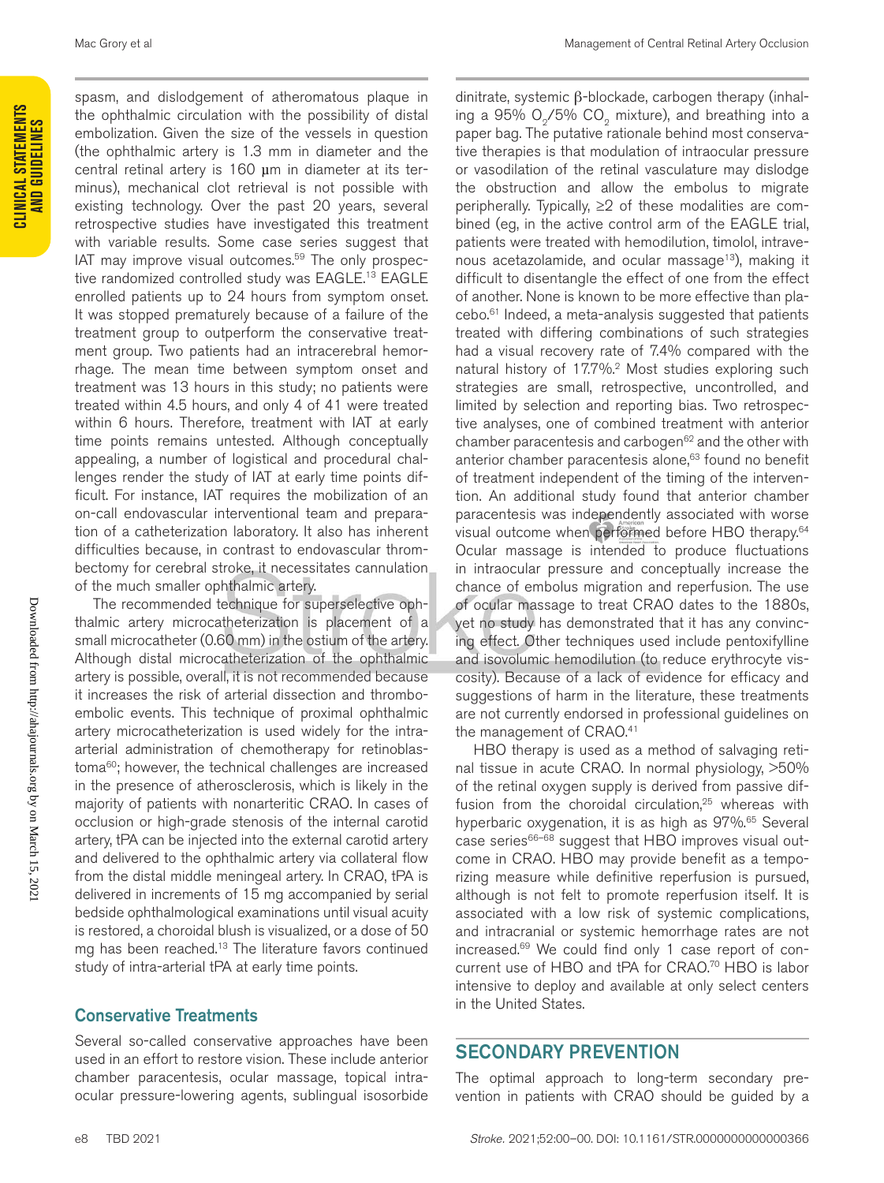spasm, and dislodgement of atheromatous plaque in the ophthalmic circulation with the possibility of distal embolization. Given the size of the vessels in question (the ophthalmic artery is 1.3 mm in diameter and the central retinal artery is 160 μm in diameter at its terminus), mechanical clot retrieval is not possible with existing technology. Over the past 20 years, several retrospective studies have investigated this treatment with variable results. Some case series suggest that IAT may improve visual outcomes.[59] The only prospective randomized controlled study was EAGLE.[13] EAGLE enrolled patients up to 24 hours from symptom onset. It was stopped prematurely because of a failure of the treatment group to outperform the conservative treatment group. Two patients had an intracerebral hemorrhage. The mean time between symptom onset and treatment was 13 hours in this study; no patients were treated within 4.5 hours, and only 4 of 41 were treated within 6 hours. Therefore, treatment with IAT at early time points remains untested. Although conceptually appealing, a number of logistical and procedural challenges render the study of IAT at early time points difficult. For instance, IAT requires the mobilization of an on-call endovascular interventional team and preparation of a catheterization laboratory. It also has inherent difficulties because, in contrast to endovascular thrombectomy for cerebral stroke, it necessitates cannulation of the much smaller ophthalmic artery.

The recommended technique for superselective ophthalmic artery microcatheterization is placement of a small microcatheter (0.60 mm) in the ostium of the artery. Although distal microcatheterization of the ophthalmic artery is possible, overall, it is not recommended because it increases the risk of arterial dissection and thromboembolic events. This technique of proximal ophthalmic artery microcatheterization is used widely for the intra-arterial administration of chemotherapy for retinoblastoma[60]; however, the technical challenges are increased in the presence of atherosclerosis, which is likely in the majority of patients with nonarteritic CRAO. In cases of occlusion or high-grade stenosis of the internal carotid artery, tPA can be injected into the external carotid artery and delivered to the ophthalmic artery via collateral flow from the distal middle meningeal artery. In CRAO, tPA is delivered in increments of 15 mg accompanied by serial bedside ophthalmological examinations until visual acuity is restored, a choroidal blush is visualized, or a dose of 50 mg has been reached.[13] The literature favors continued study of intra-arterial tPA at early time points.

### Conservative Treatments

Several so-called conservative approaches have been used in an effort to restore vision. These include anterior chamber paracentesis, ocular massage, topical intraocular pressure-lowering agents, sublingual isosorbide dinitrate, systemic β-blockade, carbogen therapy (inhaling a 95% $O_2$/5% $CO_2$ mixture), and breathing into a paper bag. The putative rationale behind most conservative therapies is that modulation of intraocular pressure or vasodilation of the retinal vasculature may dislodge the obstruction and allow the embolus to migrate peripherally. Typically, ≥2 of these modalities are combined (eg, in the active control arm of the EAGLE trial, patients were treated with hemodilution, timolol, intravenous acetazolamide, and ocular massage[13]), making it difficult to disentangle the effect of one from the effect of another. None is known to be more effective than placebo.[61] Indeed, a meta-analysis suggested that patients treated with differing combinations of such strategies had a visual recovery rate of 7.4% compared with the natural history of 17.7%.[2] Most studies exploring such strategies are small, retrospective, uncontrolled, and limited by selection and reporting bias. Two retrospective analyses, one of combined treatment with anterior chamber paracentesis and carbogen[62] and the other with anterior chamber paracentesis alone,[63] found no benefit of treatment independent of the timing of the intervention. An additional study found that anterior chamber paracentesis was independently associated with worse visual outcome when performed before HBO therapy.[64] Ocular massage is intended to produce fluctuations in intraocular pressure and conceptually increase the chance of embolus migration and reperfusion. The use of ocular massage to treat CRAO dates to the 1880s, yet no study has demonstrated that it has any convincing effect. Other techniques used include pentoxifylline and isovolumic hemodilution (to reduce erythrocyte viscosity). Because of a lack of evidence for efficacy and suggestions of harm in the literature, these treatments are not currently endorsed in professional guidelines on the management of CRAO.[41]

HBO therapy is used as a method of salvaging retinal tissue in acute CRAO. In normal physiology, >50% of the retinal oxygen supply is derived from passive diffusion from the choroidal circulation,[25] whereas with hyperbaric oxygenation, it is as high as 97%.[65] Several case series[66–68] suggest that HBO improves visual outcome in CRAO. HBO may provide benefit as a temporizing measure while definitive reperfusion is pursued, although is not felt to promote reperfusion itself. It is associated with a low risk of systemic complications, and intracranial or systemic hemorrhage rates are not increased.[69] We could find only 1 case report of concurrent use of HBO and tPA for CRAO.[70] HBO is labor intensive to deploy and available at only select centers in the United States.

## SECONDARY PREVENTION

The optimal approach to long-term secondary prevention in patients with CRAO should be guided by a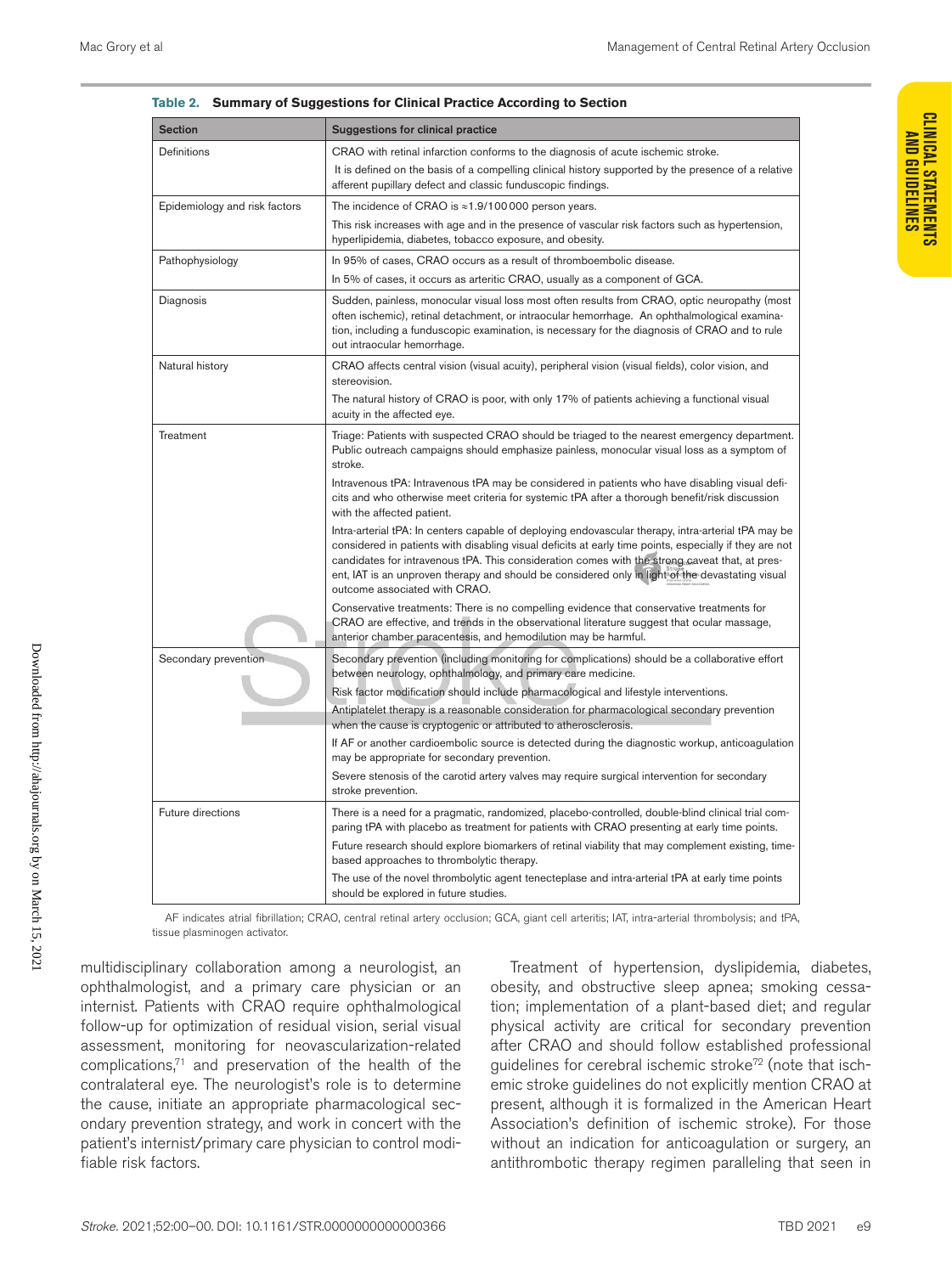**Table 2. Summary of Suggestions for Clinical Practice According to Section**

| Section | Suggestions for clinical practice |
|---|---|
| Definitions | CRAO with retinal infarction conforms to the diagnosis of acute ischemic stroke.<br>It is defined on the basis of a compelling clinical history supported by the presence of a relative afferent pupillary defect and classic funduscopic findings. |
| Epidemiology and risk factors | The incidence of CRAO is ≈1.9/100 000 person years.<br>This risk increases with age and in the presence of vascular risk factors such as hypertension, hyperlipidemia, diabetes, tobacco exposure, and obesity. |
| Pathophysiology | In 95% of cases, CRAO occurs as a result of thromboembolic disease.<br>In 5% of cases, it occurs as arteritic CRAO, usually as a component of GCA. |
| Diagnosis | Sudden, painless, monocular visual loss most often results from CRAO, optic neuropathy (most often ischemic), retinal detachment, or intraocular hemorrhage. An ophthalmological examination, including a funduscopic examination, is necessary for the diagnosis of CRAO and to rule out intraocular hemorrhage. |
| Natural history | CRAO affects central vision (visual acuity), peripheral vision (visual fields), color vision, and stereovision.<br>The natural history of CRAO is poor, with only 17% of patients achieving a functional visual acuity in the affected eye. |
| Treatment | Triage: Patients with suspected CRAO should be triaged to the nearest emergency department. Public outreach campaigns should emphasize painless, monocular visual loss as a symptom of stroke.<br>Intravenous tPA: Intravenous tPA may be considered in patients who have disabling visual deficits and who otherwise meet criteria for systemic tPA after a thorough benefit/risk discussion with the affected patient.<br>Intra-arterial tPA: In centers capable of deploying endovascular therapy, intra-arterial tPA may be considered in patients with disabling visual deficits at early time points, especially if they are not candidates for intravenous tPA. This consideration comes with the strong caveat that, at present, IAT is an unproven therapy and should be considered only in light of the devastating visual outcome associated with CRAO.<br>Conservative treatments: There is no compelling evidence that conservative treatments for CRAO are effective, and trends in the observational literature suggest that ocular massage, anterior chamber paracentesis, and hemodilution may be harmful. |
| Secondary prevention | Secondary prevention (including monitoring for complications) should be a collaborative effort between neurology, ophthalmology, and primary care medicine.<br>Risk factor modification should include pharmacological and lifestyle interventions.<br>Antiplatelet therapy is a reasonable consideration for pharmacological secondary prevention when the cause is cryptogenic or attributed to atherosclerosis.<br>If AF or another cardioembolic source is detected during the diagnostic workup, anticoagulation may be appropriate for secondary prevention.<br>Severe stenosis of the carotid artery valves may require surgical intervention for secondary stroke prevention. |
| Future directions | There is a need for a pragmatic, randomized, placebo-controlled, double-blind clinical trial comparing tPA with placebo as treatment for patients with CRAO presenting at early time points.<br>Future research should explore biomarkers of retinal viability that may complement existing, time-based approaches to thrombolytic therapy.<br>The use of the novel thrombolytic agent tenecteplase and intra-arterial tPA at early time points should be explored in future studies. |

AF indicates atrial fibrillation; CRAO, central retinal artery occlusion; GCA, giant cell arteritis; IAT, intra-arterial thrombolysis; and tPA, tissue plasminogen activator.

multidisciplinary collaboration among a neurologist, an ophthalmologist, and a primary care physician or an internist. Patients with CRAO require ophthalmological follow-up for optimization of residual vision, serial visual assessment, monitoring for neovascularization-related complications,[71] and preservation of the health of the contralateral eye. The neurologist's role is to determine the cause, initiate an appropriate pharmacological secondary prevention strategy, and work in concert with the patient's internist/primary care physician to control modifiable risk factors.

Treatment of hypertension, dyslipidemia, diabetes, obesity, and obstructive sleep apnea; smoking cessation; implementation of a plant-based diet; and regular physical activity are critical for secondary prevention after CRAO and should follow established professional guidelines for cerebral ischemic stroke[72] (note that ischemic stroke guidelines do not explicitly mention CRAO at present, although it is formalized in the American Heart Association's definition of ischemic stroke). For those without an indication for anticoagulation or surgery, an antithrombotic therapy regimen paralleling that seen in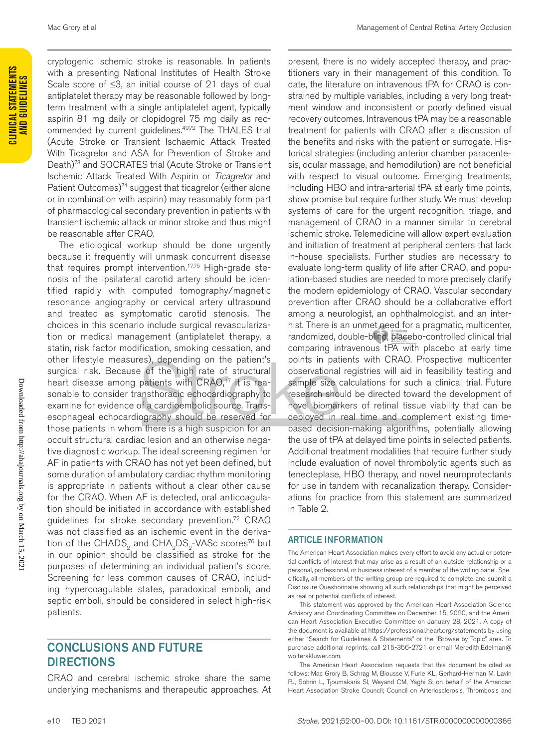cryptogenic ischemic stroke is reasonable. In patients with a presenting National Institutes of Health Stroke Scale score of ≤3, an initial course of 21 days of dual antiplatelet therapy may be reasonable followed by long-term treatment with a single antiplatelet agent, typically aspirin 81 mg daily or clopidogrel 75 mg daily as recommended by current guidelines.[49,72] The THALES trial (Acute Stroke or Transient Ischaemic Attack Treated With Ticagrelor and ASA for Prevention of Stroke and Death)[73] and SOCRATES trial (Acute Stroke or Transient Ischemic Attack Treated With Aspirin or *Ticagrelor* and Patient Outcomes)[74] suggest that ticagrelor (either alone or in combination with aspirin) may reasonably form part of pharmacological secondary prevention in patients with transient ischemic attack or minor stroke and thus might be reasonable after CRAO.

The etiological workup should be done urgently because it frequently will unmask concurrent disease that requires prompt intervention.[17,75] High-grade stenosis of the ipsilateral carotid artery should be identified rapidly with computed tomography/magnetic resonance angiography or cervical artery ultrasound and treated as symptomatic carotid stenosis. The choices in this scenario include surgical revascularization or medical management (antiplatelet therapy, a statin, risk factor modification, smoking cessation, and other lifestyle measures), depending on the patient's surgical risk. Because of the high rate of structural heart disease among patients with CRAO,[17] it is reasonable to consider transthoracic echocardiography to examine for evidence of a cardioembolic source. Transesophageal echocardiography should be reserved for those patients in whom there is a high suspicion for an occult structural cardiac lesion and an otherwise negative diagnostic workup. The ideal screening regimen for AF in patients with CRAO has not yet been defined, but some duration of ambulatory cardiac rhythm monitoring is appropriate in patients without a clear other cause for the CRAO. When AF is detected, oral anticoagulation should be initiated in accordance with established guidelines for stroke secondary prevention.[72] CRAO was not classified as an ischemic event in the derivation of the $CHADS_2$ and $CHA_2DS_2$-VASc scores[76] but in our opinion should be classified as stroke for the purposes of determining an individual patient's score. Screening for less common causes of CRAO, including hypercoagulable states, paradoxical emboli, and septic emboli, should be considered in select high-risk patients.

## CONCLUSIONS AND FUTURE DIRECTIONS

CRAO and cerebral ischemic stroke share the same underlying mechanisms and therapeutic approaches. At present, there is no widely accepted therapy, and practitioners vary in their management of this condition. To date, the literature on intravenous tPA for CRAO is constrained by multiple variables, including a very long treatment window and inconsistent or poorly defined visual recovery outcomes. Intravenous tPA may be a reasonable treatment for patients with CRAO after a discussion of the benefits and risks with the patient or surrogate. Historical strategies (including anterior chamber paracentesis, ocular massage, and hemodilution) are not beneficial with respect to visual outcome. Emerging treatments, including HBO and intra-arterial tPA at early time points, show promise but require further study. We must develop systems of care for the urgent recognition, triage, and management of CRAO in a manner similar to cerebral ischemic stroke. Telemedicine will allow expert evaluation and initiation of treatment at peripheral centers that lack in-house specialists. Further studies are necessary to evaluate long-term quality of life after CRAO, and population-based studies are needed to more precisely clarify the modern epidemiology of CRAO. Vascular secondary prevention after CRAO should be a collaborative effort among a neurologist, an ophthalmologist, and an internist. There is an unmet need for a pragmatic, multicenter, randomized, double-blind, placebo-controlled clinical trial comparing intravenous tPA with placebo at early time points in patients with CRAO. Prospective multicenter observational registries will aid in feasibility testing and sample size calculations for such a clinical trial. Future research should be directed toward the development of novel biomarkers of retinal tissue viability that can be deployed in real time and complement existing time-based decision-making algorithms, potentially allowing the use of tPA at delayed time points in selected patients. Additional treatment modalities that require further study include evaluation of novel thrombolytic agents such as tenecteplase, HBO therapy, and novel neuroprotectants for use in tandem with recanalization therapy. Considerations for practice from this statement are summarized in Table 2.

## ARTICLE INFORMATION

The American Heart Association makes every effort to avoid any actual or potential conflicts of interest that may arise as a result of an outside relationship or a personal, professional, or business interest of a member of the writing panel. Specifically, all members of the writing group are required to complete and submit a Disclosure Questionnaire showing all such relationships that might be perceived as real or potential conflicts of interest.

This statement was approved by the American Heart Association Science Advisory and Coordinating Committee on December 15, 2020, and the American Heart Association Executive Committee on January 28, 2021. A copy of the document is available at https://professional.heart.org/statements by using either "Search for Guidelines & Statements" or the "Browse by Topic" area. To purchase additional reprints, call 215-356-2721 or email Meredith.Edelman@wolterskluwer.com.

The American Heart Association requests that this document be cited as follows: Mac Grory B, Schrag M, Biousse V, Furie KL, Gerhard-Herman M, Lavin PJ, Sobrin L, Tjoumakaris SI, Weyand CM, Yaghi S; on behalf of the American Heart Association Stroke Council; Council on Arteriosclerosis, Thrombosis and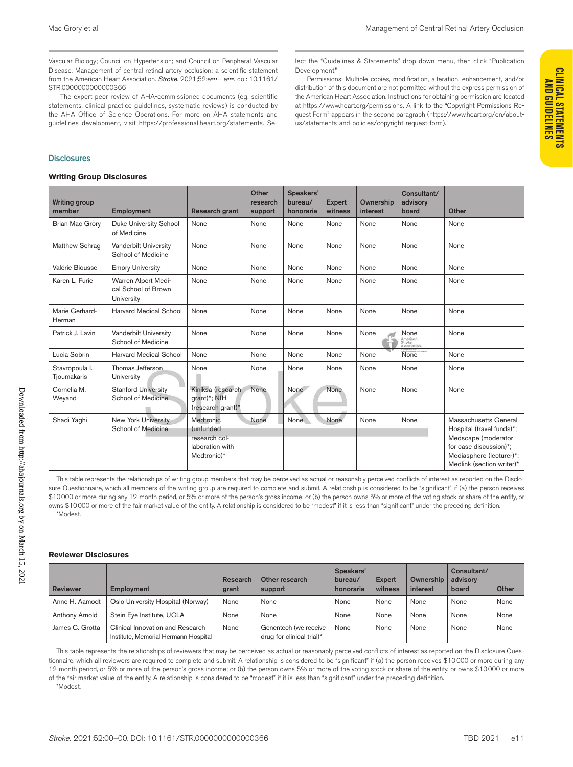Vascular Biology; Council on Hypertension; and Council on Peripheral Vascular Disease. Management of central retinal artery occlusion: a scientific statement from the American Heart Association. *Stroke*. 2021;52:e•••– e•••. doi: 10.1161/STR.0000000000000366

The expert peer review of AHA-commissioned documents (eg, scientific statements, clinical practice guidelines, systematic reviews) is conducted by the AHA Office of Science Operations. For more on AHA statements and guidelines development, visit https://professional.heart.org/statements. Select the "Guidelines & Statements" drop-down menu, then click "Publication Development."

Permissions: Multiple copies, modification, alteration, enhancement, and/or distribution of this document are not permitted without the express permission of the American Heart Association. Instructions for obtaining permission are located at https://www.heart.org/permissions. A link to the "Copyright Permissions Request Form" appears in the second paragraph (https://www.heart.org/en/about-us/statements-and-policies/copyright-request-form).

## Disclosures

### Writing Group Disclosures

| Writing group member | Employment | Research grant | Other research support | Speakers' bureau/ honoraria | Expert witness | Ownership interest | Consultant/ advisory board | Other |
|---|---|---|---|---|---|---|---|---|
| Brian Mac Grory | Duke University School of Medicine | None | None | None | None | None | None | None |
| Matthew Schrag | Vanderbilt University School of Medicine | None | None | None | None | None | None | None |
| Valérie Biousse | Emory University | None | None | None | None | None | None | None |
| Karen L. Furie | Warren Alpert Medical School of Brown University | None | None | None | None | None | None | None |
| Marie Gerhard-Herman | Harvard Medical School | None | None | None | None | None | None | None |
| Patrick J. Lavin | Vanderbilt University School of Medicine | None | None | None | None | None | None | None |
| Lucia Sobrin | Harvard Medical School | None | None | None | None | None | None | None |
| Stavropoula I. Tjoumakaris | Thomas Jefferson University | None | None | None | None | None | None | None |
| Cornelia M. Weyand | Stanford University School of Medicine | Kiniksa (research grant)*; NIH (research grant)* | None | None | None | None | None | None |
| Shadi Yaghi | New York University School of Medicine | Medtronic (unfunded research collaboration with Medtronic)* | None | None | None | None | None | Massachusetts General Hospital (travel funds)*; Medscape (moderator for case discussion)*; Mediasphere (lecturer)*; Medlink (section writer)* |

This table represents the relationships of writing group members that may be perceived as actual or reasonably perceived conflicts of interest as reported on the Disclosure Questionnaire, which all members of the writing group are required to complete and submit. A relationship is considered to be "significant" if (a) the person receives $10 000 or more during any 12-month period, or 5% or more of the person's gross income; or (b) the person owns 5% or more of the voting stock or share of the entity, or owns $10 000 or more of the fair market value of the entity. A relationship is considered to be "modest" if it is less than "significant" under the preceding definition.

*Modest.

### Reviewer Disclosures

| Reviewer | Employment | Research grant | Other research support | Speakers' bureau/ honoraria | Expert witness | Ownership interest | Consultant/ advisory board | Other |
|---|---|---|---|---|---|---|---|---|
| Anne H. Aamodt | Oslo University Hospital (Norway) | None | None | None | None | None | None | None |
| Anthony Arnold | Stein Eye Institute, UCLA | None | None | None | None | None | None | None |
| James C. Grotta | Clinical Innovation and Research Institute, Memorial Hermann Hospital | None | Genentech (we receive drug for clinical trial)* | None | None | None | None | None |

This table represents the relationships of reviewers that may be perceived as actual or reasonably perceived conflicts of interest as reported on the Disclosure Questionnaire, which all reviewers are required to complete and submit. A relationship is considered to be "significant" if (a) the person receives $10 000 or more during any 12-month period, or 5% or more of the person's gross income; or (b) the person owns 5% or more of the voting stock or share of the entity, or owns $10 000 or more of the fair market value of the entity. A relationship is considered to be "modest" if it is less than "significant" under the preceding definition.

*Modest.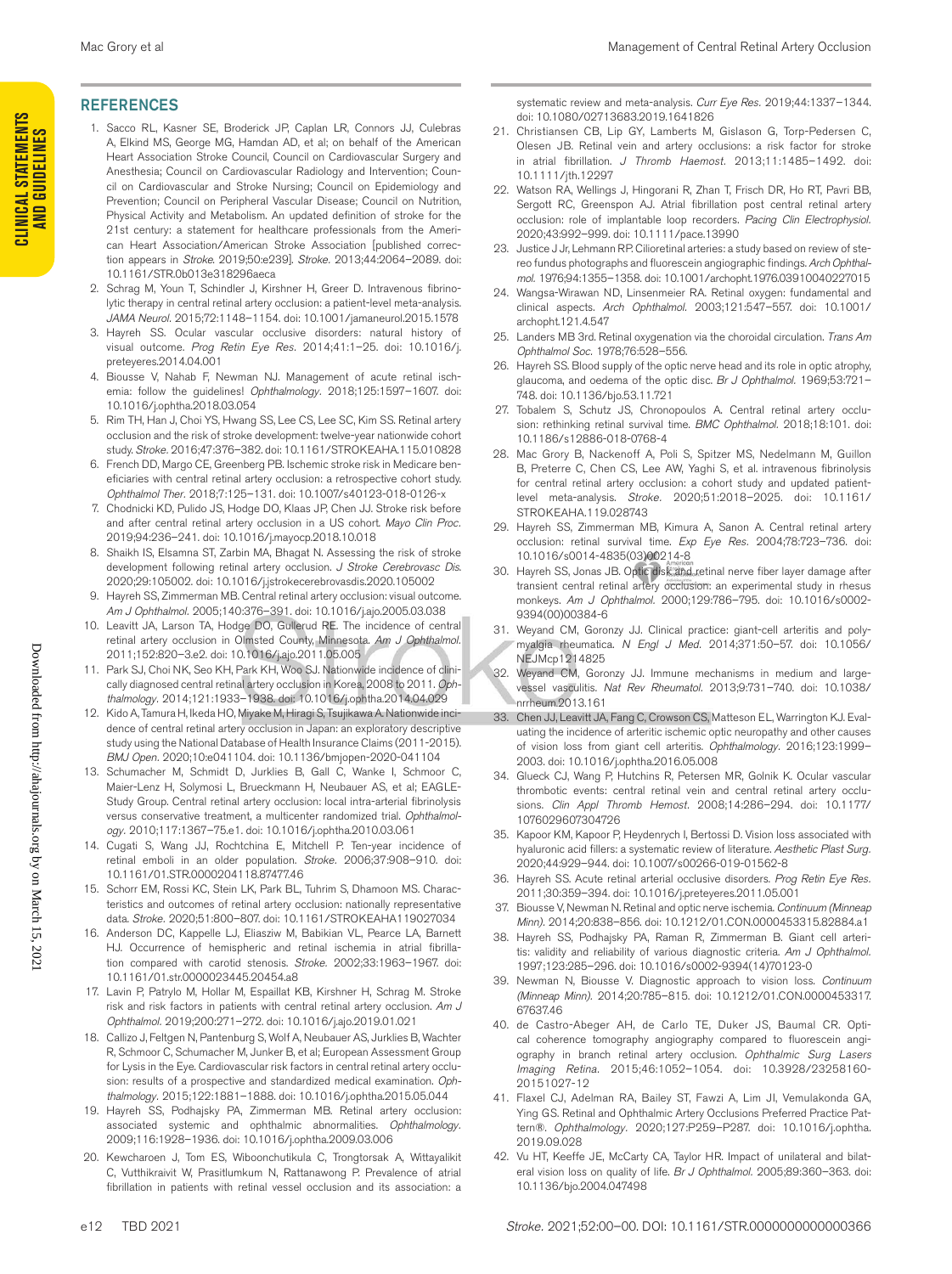## REFERENCES

1. Sacco RL, Kasner SE, Broderick JP, Caplan LR, Connors JJ, Culebras A, Elkind MS, George MG, Hamdan AD, et al; on behalf of the American Heart Association Stroke Council, Council on Cardiovascular Surgery and Anesthesia; Council on Cardiovascular Radiology and Intervention; Council on Cardiovascular and Stroke Nursing; Council on Epidemiology and Prevention; Council on Peripheral Vascular Disease; Council on Nutrition, Physical Activity and Metabolism. An updated definition of stroke for the 21st century: a statement for healthcare professionals from the American Heart Association/American Stroke Association [published correction appears in *Stroke*. 2019;50:e239]. *Stroke*. 2013;44:2064–2089. doi: 10.1161/STR.0b013e318296aeca
2. Schrag M, Youn T, Schindler J, Kirshner H, Greer D. Intravenous fibrinolytic therapy in central retinal artery occlusion: a patient-level meta-analysis. *JAMA Neurol*. 2015;72:1148–1154. doi: 10.1001/jamaneurol.2015.1578
3. Hayreh SS. Ocular vascular occlusive disorders: natural history of visual outcome. *Prog Retin Eye Res*. 2014;41:1–25. doi: 10.1016/j.preteyeres.2014.04.001
4. Biousse V, Nahab F, Newman NJ. Management of acute retinal ischemia: follow the guidelines! *Ophthalmology*. 2018;125:1597–1607. doi: 10.1016/j.ophtha.2018.03.054
5. Rim TH, Han J, Choi YS, Hwang SS, Lee CS, Lee SC, Kim SS. Retinal artery occlusion and the risk of stroke development: twelve-year nationwide cohort study. *Stroke*. 2016;47:376–382. doi: 10.1161/STROKEAHA.115.010828
6. French DD, Margo CE, Greenberg PB. Ischemic stroke risk in Medicare beneficiaries with central retinal artery occlusion: a retrospective cohort study. *Ophthalmol Ther*. 2018;7:125–131. doi: 10.1007/s40123-018-0126-x
7. Chodnicki KD, Pulido JS, Hodge DO, Klaas JP, Chen JJ. Stroke risk before and after central retinal artery occlusion in a US cohort. *Mayo Clin Proc*. 2019;94:236–241. doi: 10.1016/j.mayocp.2018.10.018
8. Shaikh IS, Elsamna ST, Zarbin MA, Bhagat N. Assessing the risk of stroke development following retinal artery occlusion. *J Stroke Cerebrovasc Dis*. 2020;29:105002. doi: 10.1016/j.jstrokecerebrovasdis.2020.105002
9. Hayreh SS, Zimmerman MB. Central retinal artery occlusion: visual outcome. *Am J Ophthalmol*. 2005;140:376–391. doi: 10.1016/j.ajo.2005.03.038
10. Leavitt JA, Larson TA, Hodge DO, Gullerud RE. The incidence of central retinal artery occlusion in Olmsted County, Minnesota. *Am J Ophthalmol*. 2011;152:820–3.e2. doi: 10.1016/j.ajo.2011.05.005
11. Park SJ, Choi NK, Seo KH, Park KH, Woo SJ. Nationwide incidence of clinically diagnosed central retinal artery occlusion in Korea, 2008 to 2011. *Ophthalmology*. 2014;121:1933–1938. doi: 10.1016/j.ophtha.2014.04.029
12. Kido A, Tamura H, Ikeda HO, Miyake M, Hiragi S, Tsujikawa A. Nationwide incidence of central retinal artery occlusion in Japan: an exploratory descriptive study using the National Database of Health Insurance Claims (2011-2015). *BMJ Open*. 2020;10:e041104. doi: 10.1136/bmjopen-2020-041104
13. Schumacher M, Schmidt D, Jurklies B, Gall C, Wanke I, Schmoor C, Maier-Lenz H, Solymosi L, Brueckmann H, Neubauer AS, et al; EAGLE-Study Group. Central retinal artery occlusion: local intra-arterial fibrinolysis versus conservative treatment, a multicenter randomized trial. *Ophthalmology*. 2010;117:1367–75.e1. doi: 10.1016/j.ophtha.2010.03.061
14. Cugati S, Wang JJ, Rochtchina E, Mitchell P. Ten-year incidence of retinal emboli in an older population. *Stroke*. 2006;37:908–910. doi: 10.1161/01.STR.0000204118.87477.46
15. Schorr EM, Rossi KC, Stein LK, Park BL, Tuhrim S, Dhamoon MS. Characteristics and outcomes of retinal artery occlusion: nationally representative data. *Stroke*. 2020;51:800–807. doi: 10.1161/STROKEAHA119027034
16. Anderson DC, Kappelle LJ, Eliasziw M, Babikian VL, Pearce LA, Barnett HJ. Occurrence of hemispheric and retinal ischemia in atrial fibrillation compared with carotid stenosis. *Stroke*. 2002;33:1963–1967. doi: 10.1161/01.str.0000023445.20454.a8
17. Lavin P, Patrylo M, Hollar M, Espaillat KB, Kirshner H, Schrag M. Stroke risk and risk factors in patients with central retinal artery occlusion. *Am J Ophthalmol*. 2019;200:271–272. doi: 10.1016/j.ajo.2019.01.021
18. Callizo J, Feltgen N, Pantenburg S, Wolf A, Neubauer AS, Jurklies B, Wachter R, Schmoor C, Schumacher M, Junker B, et al; European Assessment Group for Lysis in the Eye. Cardiovascular risk factors in central retinal artery occlusion: results of a prospective and standardized medical examination. *Ophthalmology*. 2015;122:1881–1888. doi: 10.1016/j.ophtha.2015.05.044
19. Hayreh SS, Podhajsky PA, Zimmerman MB. Retinal artery occlusion: associated systemic and ophthalmic abnormalities. *Ophthalmology*. 2009;116:1928–1936. doi: 10.1016/j.ophtha.2009.03.006
20. Kewcharoen J, Tom ES, Wiboonchutikula C, Trongtorsak A, Wittayalikit C, Vutthikraivit W, Prasitlumkum N, Rattanawong P. Prevalence of atrial fibrillation in patients with retinal vessel occlusion and its association: a systematic review and meta-analysis. *Curr Eye Res*. 2019;44:1337–1344. doi: 10.1080/02713683.2019.1641826
21. Christiansen CB, Lip GY, Lamberts M, Gislason G, Torp-Pedersen C, Olesen JB. Retinal vein and artery occlusions: a risk factor for stroke in atrial fibrillation. *J Thromb Haemost*. 2013;11:1485–1492. doi: 10.1111/jth.12297
22. Watson RA, Wellings J, Hingorani R, Zhan T, Frisch DR, Ho RT, Pavri BB, Sergott RC, Greenspon AJ. Atrial fibrillation post central retinal artery occlusion: role of implantable loop recorders. *Pacing Clin Electrophysiol*. 2020;43:992–999. doi: 10.1111/pace.13990
23. Justice J Jr, Lehmann RP. Cilioretinal arteries: a study based on review of stereo fundus photographs and fluorescein angiographic findings. *Arch Ophthalmol*. 1976;94:1355–1358. doi: 10.1001/archopht.1976.03910040227015
24. Wangsa-Wirawan ND, Linsenmeier RA. Retinal oxygen: fundamental and clinical aspects. *Arch Ophthalmol*. 2003;121:547–557. doi: 10.1001/archopht.121.4.547
25. Landers MB 3rd. Retinal oxygenation via the choroidal circulation. *Trans Am Ophthalmol Soc*. 1978;76:528–556.
26. Hayreh SS. Blood supply of the optic nerve head and its role in optic atrophy, glaucoma, and oedema of the optic disc. *Br J Ophthalmol*. 1969;53:721–748. doi: 10.1136/bjo.53.11.721
27. Tobalem S, Schutz JS, Chronopoulos A. Central retinal artery occlusion: rethinking retinal survival time. *BMC Ophthalmol*. 2018;18:101. doi: 10.1186/s12886-018-0768-4
28. Mac Grory B, Nackenoff A, Poli S, Spitzer MS, Nedelmann M, Guillon B, Preterre C, Chen CS, Lee AW, Yaghi S, et al. intravenous fibrinolysis for central retinal artery occlusion: a cohort study and updated patient-level meta-analysis. *Stroke*. 2020;51:2018–2025. doi: 10.1161/STROKEAHA.119.028743
29. Hayreh SS, Zimmerman MB, Kimura A, Sanon A. Central retinal artery occlusion: retinal survival time. *Exp Eye Res*. 2004;78:723–736. doi: 10.1016/s0014-4835(03)00214-8
30. Hayreh SS, Jonas JB. Optic disk and retinal nerve fiber layer damage after transient central retinal artery occlusion: an experimental study in rhesus monkeys. *Am J Ophthalmol*. 2000;129:786–795. doi: 10.1016/s0002-9394(00)00384-6
31. Weyand CM, Goronzy JJ. Clinical practice: giant-cell arteritis and polymyalgia rheumatica. *N Engl J Med*. 2014;371:50–57. doi: 10.1056/NEJMcp1214825
32. Weyand CM, Goronzy JJ. Immune mechanisms in medium and large-vessel vasculitis. *Nat Rev Rheumatol*. 2013;9:731–740. doi: 10.1038/nrrheum.2013.161
33. Chen JJ, Leavitt JA, Fang C, Crowson CS, Matteson EL, Warrington KJ. Evaluating the incidence of arteritic ischemic optic neuropathy and other causes of vision loss from giant cell arteritis. *Ophthalmology*. 2016;123:1999–2003. doi: 10.1016/j.ophtha.2016.05.008
34. Glueck CJ, Wang P, Hutchins R, Petersen MR, Golnik K. Ocular vascular thrombotic events: central retinal vein and central retinal artery occlusions. *Clin Appl Thromb Hemost*. 2008;14:286–294. doi: 10.1177/1076029607304726
35. Kapoor KM, Kapoor P, Heydenrych I, Bertossi D. Vision loss associated with hyaluronic acid fillers: a systematic review of literature. *Aesthetic Plast Surg*. 2020;44:929–944. doi: 10.1007/s00266-019-01562-8
36. Hayreh SS. Acute retinal arterial occlusive disorders. *Prog Retin Eye Res*. 2011;30:359–394. doi: 10.1016/j.preteyeres.2011.05.001
37. Biousse V, Newman NJ. Retinal and optic nerve ischemia. *Continuum (Minneap Minn)*. 2014;20:838–856. doi: 10.1212/01.CON.0000453315.82884.a1
38. Hayreh SS, Podhajsky PA, Raman R, Zimmerman B. Giant cell arteritis: validity and reliability of various diagnostic criteria. *Am J Ophthalmol*. 1997;123:285–296. doi: 10.1016/s0002-9394(14)70123-0
39. Newman N, Biousse V. Diagnostic approach to vision loss. *Continuum (Minneap Minn)*. 2014;20:785–815. doi: 10.1212/01.CON.0000453317.67637.46
40. de Castro-Abeger AH, de Carlo TE, Duker JS, Baumal CR. Optical coherence tomography angiography compared to fluorescein angiography in branch retinal artery occlusion. *Ophthalmic Surg Lasers Imaging Retina*. 2015;46:1052–1054. doi: 10.3928/23258160-20151027-12
41. Flaxel CJ, Adelman RA, Bailey ST, Fawzi A, Lim JI, Vemulakonda GA, Ying GS. Retinal and Ophthalmic Artery Occlusions Preferred Practice Pattern®. *Ophthalmology*. 2020;127:P259–P287. doi: 10.1016/j.ophtha.2019.09.028
42. Vu HT, Keeffe JE, McCarty CA, Taylor HR. Impact of unilateral and bilateral vision loss on quality of life. *Br J Ophthalmol*. 2005;89:360–363. doi: 10.1136/bjo.2004.047498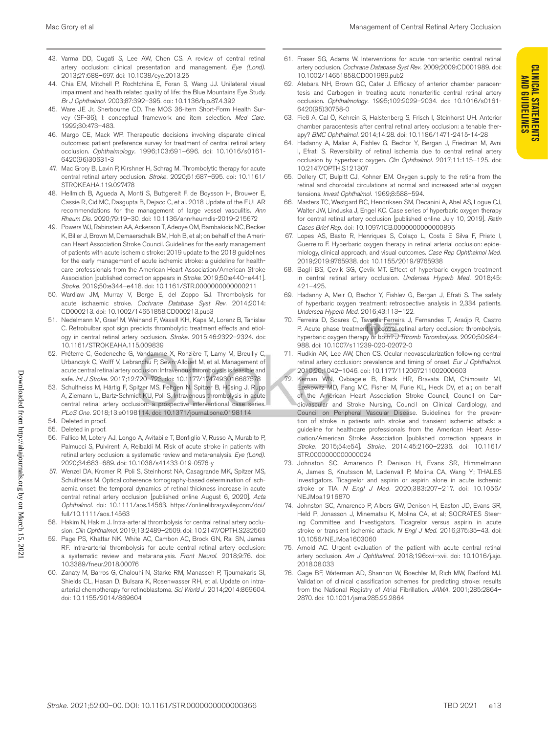43. Varma DD, Cugati S, Lee AW, Chen CS. A review of central retinal artery occlusion: clinical presentation and management. *Eye (Lond).* 2013;27:688–697. doi: 10.1038/eye.2013.25
44. Chia EM, Mitchell P, Rochtchina E, Foran S, Wang JJ. Unilateral visual impairment and health related quality of life: the Blue Mountains Eye Study. *Br J Ophthalmol.* 2003;87:392–395. doi: 10.1136/bjo.87.4.392
45. Ware JE Jr, Sherbourne CD. The MOS 36-item Short-Form Health Survey (SF-36), I: conceptual framework and item selection. *Med Care.* 1992;30:473–483.
46. Margo CE, Mack WP. Therapeutic decisions involving disparate clinical outcomes: patient preference survey for treatment of central retinal artery occlusion. *Ophthalmology.* 1996;103:691–696. doi: 10.1016/s0161-6420(96)30631-3
47. Mac Grory B, Lavin P, Kirshner H, Schrag M. Thrombolytic therapy for acute central retinal artery occlusion. *Stroke.* 2020;51:687–695. doi: 10.1161/STROKEAHA.119.027478
48. Hellmich B, Agueda A, Monti S, Buttgereit F, de Boysson H, Brouwer E, Cassie R, Cid MC, Dasgupta B, Dejaco C, et al. 2018 Update of the EULAR recommendations for the management of large vessel vasculitis. *Ann Rheum Dis.* 2020;79:19–30. doi: 10.1136/annrheumdis-2019-215672
49. Powers WJ, Rabinstein AA, Ackerson T, Adeoye OM, Bambakidis NC, Becker K, Biller J, Brown M, Demaerschalk BM, Hoh B, et al; on behalf of the American Heart Association Stroke Council. Guidelines for the early management of patients with acute ischemic stroke: 2019 update to the 2018 guidelines for the early management of acute ischemic stroke: a guideline for healthcare professionals from the American Heart Association/American Stroke Association [published correction appears in *Stroke.* 2019;50:e440–e441]. *Stroke.* 2019;50:e344–e418. doi: 10.1161/STR.0000000000000211
50. Wardlaw JM, Murray V, Berge E, del Zoppo GJ. Thrombolysis for acute ischaemic stroke. *Cochrane Database Syst Rev.* 2014;2014:CD000213. doi: 10.1002/14651858.CD000213.pub3
51. Nedelmann M, Graef M, Weinand F, Wassill KH, Kaps M, Lorenz B, Tanislav C. Retrobulbar spot sign predicts thrombolytic treatment effects and etiology in central retinal artery occlusion. *Stroke.* 2015;46:2322–2324. doi: 10.1161/STROKEAHA.115.009839
52. Préterre C, Godeneche G, Vandamme X, Ronzière T, Lamy M, Breuilly C, Urbanczyk C, Wolff V, Lebranchu P, Sevin-Allouet M, et al. Management of acute central retinal artery occlusion: Intravenous thrombolysis is feasible and safe. *Int J Stroke.* 2017;12:720–723. doi: 10.1177/1747493016687578
53. Schultheiss M, Härtig F, Spitzer MS, Feltgen N, Spitzer B, Hüsing J, Rupp A, Ziemann U, Bartz-Schmidt KU, Poli S. Intravenous thrombolysis in acute central retinal artery occlusion: a prospective interventional case series. *PLoS One.* 2018;13:e0198114. doi: 10.1371/journal.pone.0198114
54. Deleted in proof.
55. Deleted in proof.
56. Fallico M, Lotery AJ, Longo A, Avitabile T, Bonfiglio V, Russo A, Murabito P, Palmucci S, Pulvirenti A, Reibaldi M. Risk of acute stroke in patients with retinal artery occlusion: a systematic review and meta-analysis. *Eye (Lond).* 2020;34:683–689. doi: 10.1038/s41433-019-0576-y
57. Wenzel DA, Kromer R, Poli S, Steinhorst NA, Casagrande MK, Spitzer MS, Schultheiss M. Optical coherence tomography-based determination of ischaemia onset: the temporal dynamics of retinal thickness increase in acute central retinal artery occlusion [published online August 6, 2020]. *Acta Ophthalmol.* doi: 10.1111/aos.14563. https://onlinelibrary.wiley.com/doi/full/10.1111/aos.14563
58. Hakim N, Hakim J. Intra-arterial thrombolysis for central retinal artery occlusion. *Clin Ophthalmol.* 2019;13:2489–2509. doi: 10.2147/OPTH.S232560
59. Page PS, Khattar NK, White AC, Cambon AC, Brock GN, Rai SN, James RF. Intra-arterial thrombolysis for acute central retinal artery occlusion: a systematic review and meta-analysis. *Front Neurol.* 2018;9:76. doi: 10.3389/fneur.2018.00076
60. Zanaty M, Barros G, Chalouhi N, Starke RM, Manasseh P, Tjoumakaris SI, Shields CL, Hasan D, Bulsara K, Rosenwasser RH, et al. Update on intra-arterial chemotherapy for retinoblastoma. *Sci World J.* 2014;2014:869604. doi: 10.1155/2014/869604
61. Fraser SG, Adams W. Interventions for acute non-arteritic central retinal artery occlusion. *Cochrane Database Syst Rev.* 2009;2009:CD001989. doi: 10.1002/14651858.CD001989.pub2
62. Atebara NH, Brown GC, Cater J. Efficacy of anterior chamber paracentesis and Carbogen in treating acute nonarteritic central retinal artery occlusion. *Ophthalmology.* 1995;102:2029–2034. doi: 10.1016/s0161-6420(95)30758-0
63. Fieß A, Cal Ö, Kehrein S, Halstenberg S, Frisch I, Steinhorst UH. Anterior chamber paracentesis after central retinal artery occlusion: a tenable therapy? *BMC Ophthalmol.* 2014;14:28. doi: 10.1186/1471-2415-14-28
64. Hadanny A, Maliar A, Fishlev G, Bechor Y, Bergan J, Friedman M, Avni I, Efrati S. Reversibility of retinal ischemia due to central retinal artery occlusion by hyperbaric oxygen. *Clin Ophthalmol.* 2017;11:115–125. doi: 10.2147/OPTH.S121307
65. Dollery CT, Bulpitt CJ, Kohner EM. Oxygen supply to the retina from the retinal and choroidal circulations at normal and increased arterial oxygen tensions. *Invest Ophthalmol.* 1969;8:588–594.
66. Masters TC, Westgard BC, Hendriksen SM, Decanini A, Abel AS, Logue CJ, Walter JW, Linduska J, Engel KC. Case series of hyperbaric oxygen therapy for central retinal artery occlusion [published online July 10, 2019]. *Retin Cases Brief Rep.* doi: 10.1097/ICB.0000000000000895
67. Lopes AS, Basto R, Henriques S, Colaço L, Costa E Silva F, Prieto I, Guerreiro F. Hyperbaric oxygen therapy in retinal arterial occlusion: epidemiology, clinical approach, and visual outcomes. *Case Rep Ophthalmol Med.* 2019;2019:9765938. doi: 10.1155/2019/9765938
68. Bagli BS, Çevik SG, Çevik MT. Effect of hyperbaric oxygen treatment in central retinal artery occlusion. *Undersea Hyperb Med.* 2018;45:421–425.
69. Hadanny A, Meir O, Bechor Y, Fishlev G, Bergan J, Efrati S. The safety of hyperbaric oxygen treatment: retrospective analysis in 2,334 patients. *Undersea Hyperb Med.* 2016;43:113–122.
70. Ferreira D, Soares C, Tavares-Ferreira J, Fernandes T, Araújo R, Castro P. Acute phase treatment in central retinal artery occlusion: thrombolysis, hyperbaric oxygen therapy or both? *J Thromb Thrombolysis.* 2020;50:984–988. doi: 10.1007/s11239-020-02072-0
71. Rudkin AK, Lee AW, Chen CS. Ocular neovascularization following central retinal artery occlusion: prevalence and timing of onset. *Eur J Ophthalmol.* 2010;20:1042–1046. doi: 10.1177/112067211002000603
72. Kernan WN, Ovbiagele B, Black HR, Bravata DM, Chimowitz MI, Ezekowitz MD, Fang MC, Fisher M, Furie KL, Heck DV, et al; on behalf of the American Heart Association Stroke Council, Council on Cardiovascular and Stroke Nursing, Council on Clinical Cardiology, and Council on Peripheral Vascular Disease. Guidelines for the prevention of stroke in patients with stroke and transient ischemic attack: a guideline for healthcare professionals from the American Heart Association/American Stroke Association [published correction appears in *Stroke.* 2015;54:e54]. *Stroke.* 2014;45:2160–2236. doi: 10.1161/STR.0000000000000024
73. Johnston SC, Amarenco P, Denison H, Evans SR, Himmelmann A, James S, Knutsson M, Ladenvall P, Molina CA, Wang Y; THALES Investigators. Ticagrelor and aspirin or aspirin alone in acute ischemic stroke or TIA. *N Engl J Med.* 2020;383:207–217. doi: 10.1056/NEJMoa1916870
74. Johnston SC, Amarenco P, Albers GW, Denison H, Easton JD, Evans SR, Held P, Jonasson J, Minematsu K, Molina CA, et al; SOCRATES Steering Committee and Investigators. Ticagrelor versus aspirin in acute stroke or transient ischemic attack. *N Engl J Med.* 2016;375:35–43. doi: 10.1056/NEJMoa1603060
75. Arnold AC. Urgent evaluation of the patient with acute central retinal artery occlusion. *Am J Ophthalmol.* 2018;196:xvi–xvii. doi: 10.1016/j.ajo.2018.08.033
76. Gage BF, Waterman AD, Shannon W, Boechler M, Rich MW, Radford MJ. Validation of clinical classification schemes for predicting stroke: results from the National Registry of Atrial Fibrillation. *JAMA.* 2001;285:2864–2870. doi: 10.1001/jama.285.22.2864